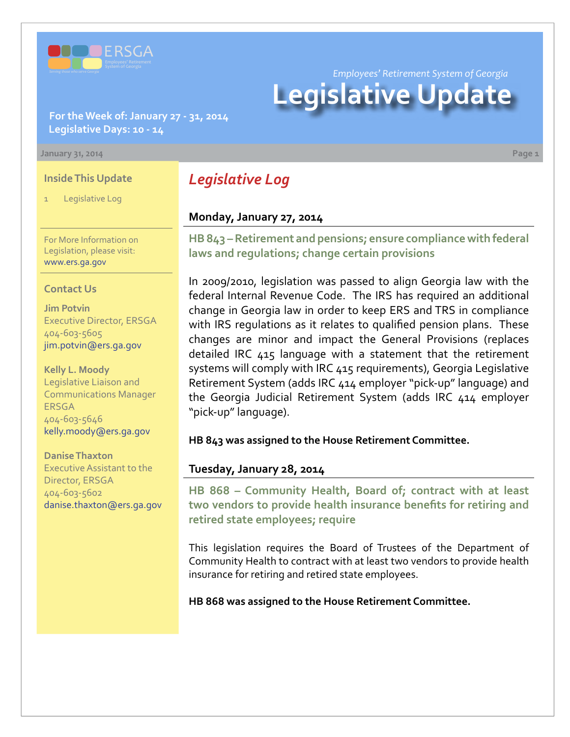Employees' Retirement System of Georgia

# Legislative Update

**For the Week of: January 27 - 31, 2014**
**Legislative Days: 10 - 14**

January 31, 2014

### Inside This Update

1 Legislative Log

For More Information on Legislation, please visit: www.ers.ga.gov

### Contact Us

**Jim Potvin**
Executive Director, ERSGA
404-603-5605
jim.potvin@ers.ga.gov

**Kelly L. Moody**
Legislative Liaison and Communications Manager
ERSGA
404-603-5646
kelly.moody@ers.ga.gov

**Danise Thaxton**
Executive Assistant to the Director, ERSGA
404-603-5602
danise.thaxton@ers.ga.gov

## *Legislative Log*

### Monday, January 27, 2014

**HB 843 – Retirement and pensions; ensure compliance with federal laws and regulations; change certain provisions**

In 2009/2010, legislation was passed to align Georgia law with the federal Internal Revenue Code. The IRS has required an additional change in Georgia law in order to keep ERS and TRS in compliance with IRS regulations as it relates to qualified pension plans. These changes are minor and impact the General Provisions (replaces detailed IRC 415 language with a statement that the retirement systems will comply with IRC 415 requirements), Georgia Legislative Retirement System (adds IRC 414 employer "pick-up" language) and the Georgia Judicial Retirement System (adds IRC 414 employer "pick-up" language).

**HB 843 was assigned to the House Retirement Committee.**

### Tuesday, January 28, 2014

**HB 868 – Community Health, Board of; contract with at least two vendors to provide health insurance benefits for retiring and retired state employees; require**

This legislation requires the Board of Trustees of the Department of Community Health to contract with at least two vendors to provide health insurance for retiring and retired state employees.

**HB 868 was assigned to the House Retirement Committee.**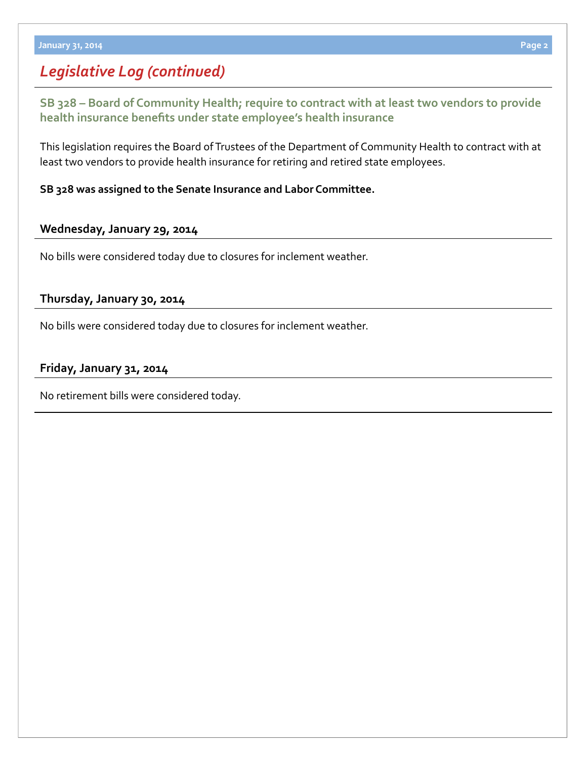## *Legislative Log (continued)*

### SB 328 – Board of Community Health; require to contract with at least two vendors to provide health insurance benefits under state employee's health insurance

This legislation requires the Board of Trustees of the Department of Community Health to contract with at least two vendors to provide health insurance for retiring and retired state employees.

**SB 328 was assigned to the Senate Insurance and Labor Committee.**

### Wednesday, January 29, 2014

No bills were considered today due to closures for inclement weather.

### Thursday, January 30, 2014

No bills were considered today due to closures for inclement weather.

### Friday, January 31, 2014

No retirement bills were considered today.